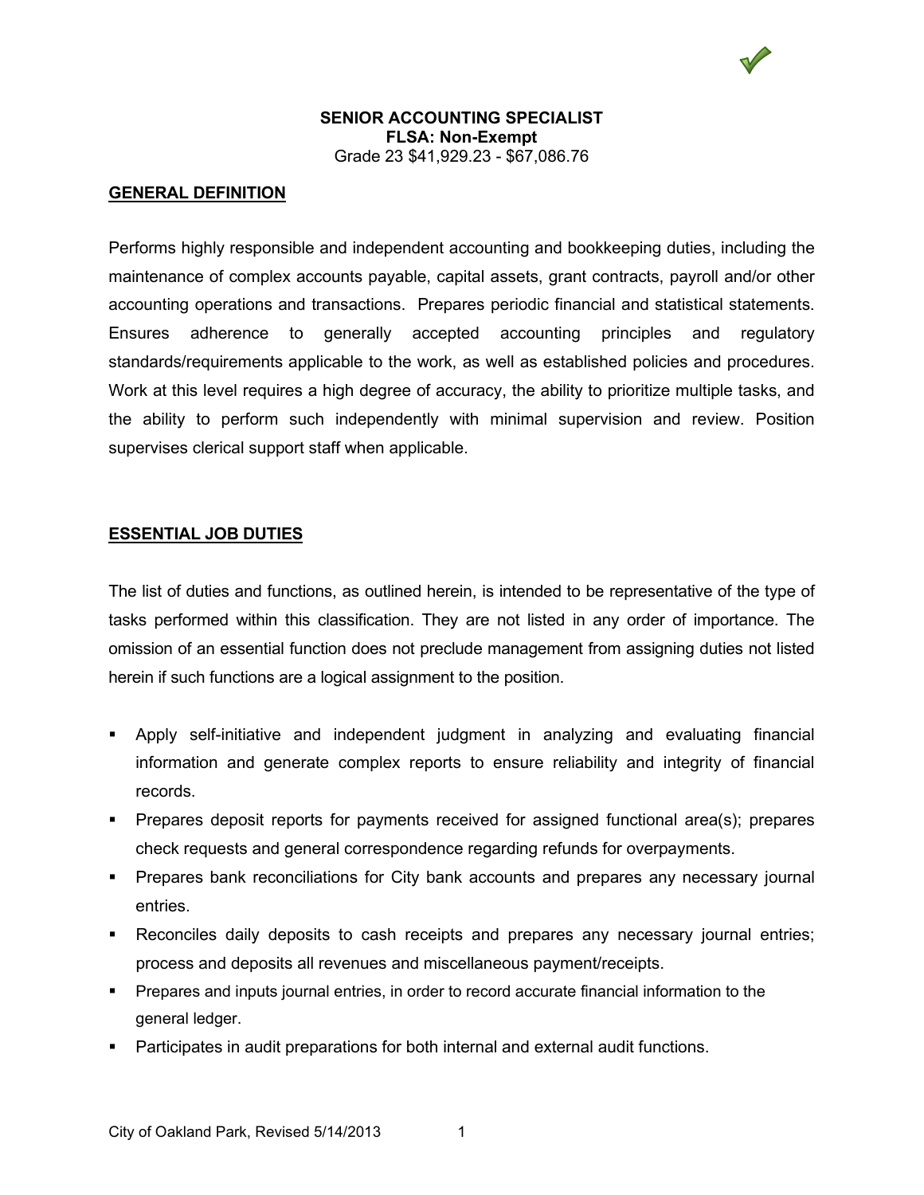# SENIOR ACCOUNTING SPECIALIST

**FLSA: Non-Exempt**

Grade 23 $41,929.23 - $67,086.76

## GENERAL DEFINITION

Performs highly responsible and independent accounting and bookkeeping duties, including the maintenance of complex accounts payable, capital assets, grant contracts, payroll and/or other accounting operations and transactions. Prepares periodic financial and statistical statements. Ensures adherence to generally accepted accounting principles and regulatory standards/requirements applicable to the work, as well as established policies and procedures. Work at this level requires a high degree of accuracy, the ability to prioritize multiple tasks, and the ability to perform such independently with minimal supervision and review. Position supervises clerical support staff when applicable.

## ESSENTIAL JOB DUTIES

The list of duties and functions, as outlined herein, is intended to be representative of the type of tasks performed within this classification. They are not listed in any order of importance. The omission of an essential function does not preclude management from assigning duties not listed herein if such functions are a logical assignment to the position.

- Apply self-initiative and independent judgment in analyzing and evaluating financial information and generate complex reports to ensure reliability and integrity of financial records.
- Prepares deposit reports for payments received for assigned functional area(s); prepares check requests and general correspondence regarding refunds for overpayments.
- Prepares bank reconciliations for City bank accounts and prepares any necessary journal entries.
- Reconciles daily deposits to cash receipts and prepares any necessary journal entries; process and deposits all revenues and miscellaneous payment/receipts.
- Prepares and inputs journal entries, in order to record accurate financial information to the general ledger.
- Participates in audit preparations for both internal and external audit functions.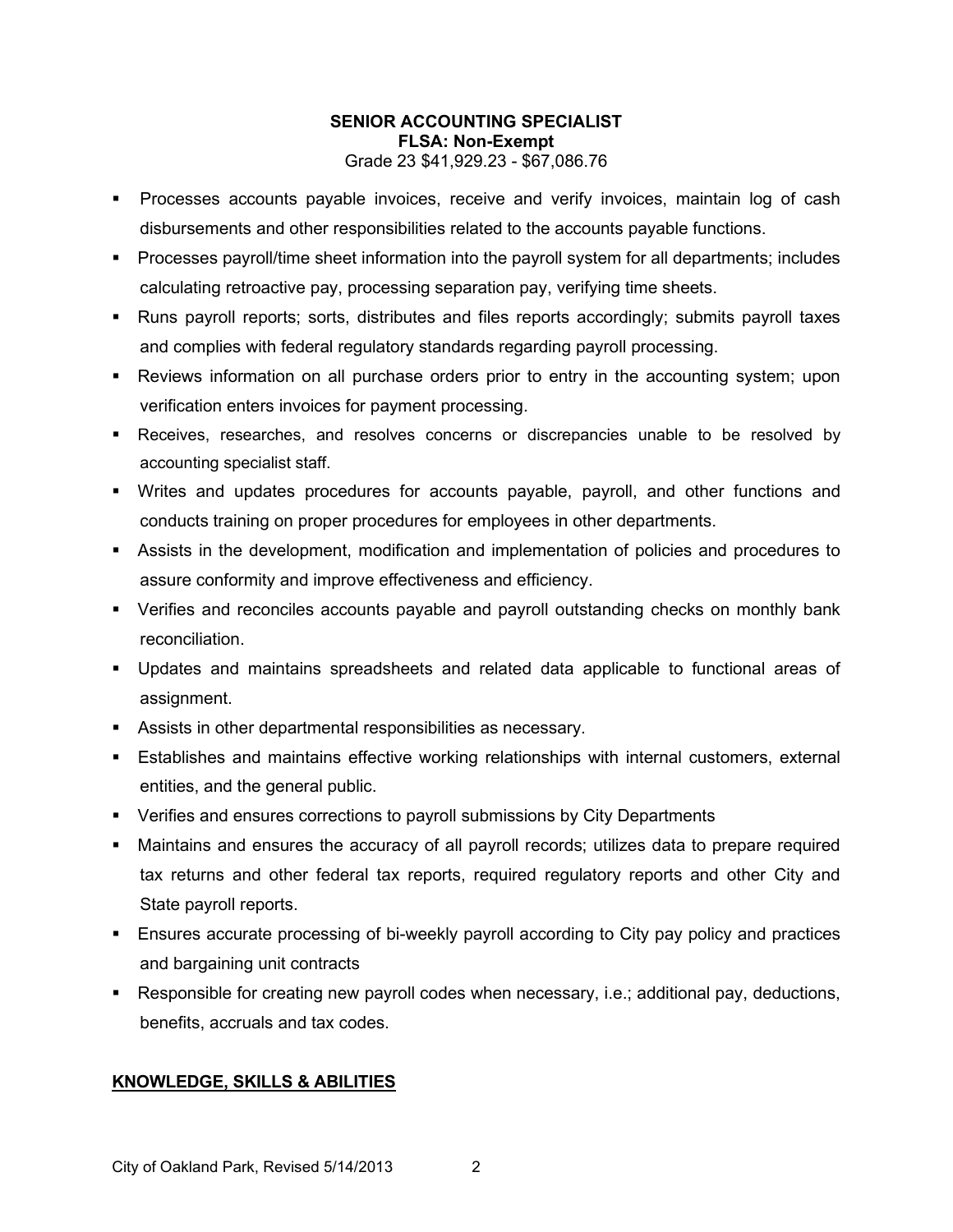**SENIOR ACCOUNTING SPECIALIST**
**FLSA: Non-Exempt**
Grade 23 $41,929.23 - $67,086.76

- Processes accounts payable invoices, receive and verify invoices, maintain log of cash disbursements and other responsibilities related to the accounts payable functions.
- Processes payroll/time sheet information into the payroll system for all departments; includes calculating retroactive pay, processing separation pay, verifying time sheets.
- Runs payroll reports; sorts, distributes and files reports accordingly; submits payroll taxes and complies with federal regulatory standards regarding payroll processing.
- Reviews information on all purchase orders prior to entry in the accounting system; upon verification enters invoices for payment processing.
- Receives, researches, and resolves concerns or discrepancies unable to be resolved by accounting specialist staff.
- Writes and updates procedures for accounts payable, payroll, and other functions and conducts training on proper procedures for employees in other departments.
- Assists in the development, modification and implementation of policies and procedures to assure conformity and improve effectiveness and efficiency.
- Verifies and reconciles accounts payable and payroll outstanding checks on monthly bank reconciliation.
- Updates and maintains spreadsheets and related data applicable to functional areas of assignment.
- Assists in other departmental responsibilities as necessary.
- Establishes and maintains effective working relationships with internal customers, external entities, and the general public.
- Verifies and ensures corrections to payroll submissions by City Departments
- Maintains and ensures the accuracy of all payroll records; utilizes data to prepare required tax returns and other federal tax reports, required regulatory reports and other City and State payroll reports.
- Ensures accurate processing of bi-weekly payroll according to City pay policy and practices and bargaining unit contracts
- Responsible for creating new payroll codes when necessary, i.e.; additional pay, deductions, benefits, accruals and tax codes.

## KNOWLEDGE, SKILLS & ABILITIES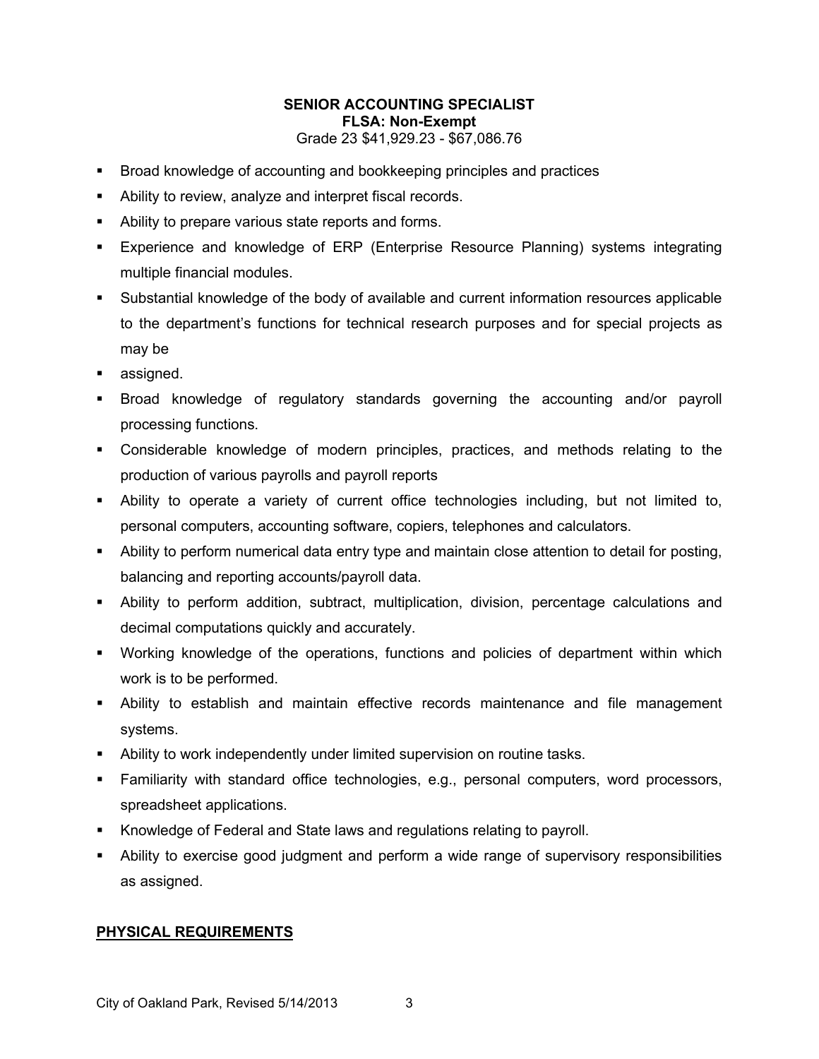**SENIOR ACCOUNTING SPECIALIST**
**FLSA: Non-Exempt**
Grade 23 $41,929.23 - $67,086.76

- Broad knowledge of accounting and bookkeeping principles and practices
- Ability to review, analyze and interpret fiscal records.
- Ability to prepare various state reports and forms.
- Experience and knowledge of ERP (Enterprise Resource Planning) systems integrating multiple financial modules.
- Substantial knowledge of the body of available and current information resources applicable to the department's functions for technical research purposes and for special projects as may be
- assigned.
- Broad knowledge of regulatory standards governing the accounting and/or payroll processing functions.
- Considerable knowledge of modern principles, practices, and methods relating to the production of various payrolls and payroll reports
- Ability to operate a variety of current office technologies including, but not limited to, personal computers, accounting software, copiers, telephones and calculators.
- Ability to perform numerical data entry type and maintain close attention to detail for posting, balancing and reporting accounts/payroll data.
- Ability to perform addition, subtract, multiplication, division, percentage calculations and decimal computations quickly and accurately.
- Working knowledge of the operations, functions and policies of department within which work is to be performed.
- Ability to establish and maintain effective records maintenance and file management systems.
- Ability to work independently under limited supervision on routine tasks.
- Familiarity with standard office technologies, e.g., personal computers, word processors, spreadsheet applications.
- Knowledge of Federal and State laws and regulations relating to payroll.
- Ability to exercise good judgment and perform a wide range of supervisory responsibilities as assigned.

## PHYSICAL REQUIREMENTS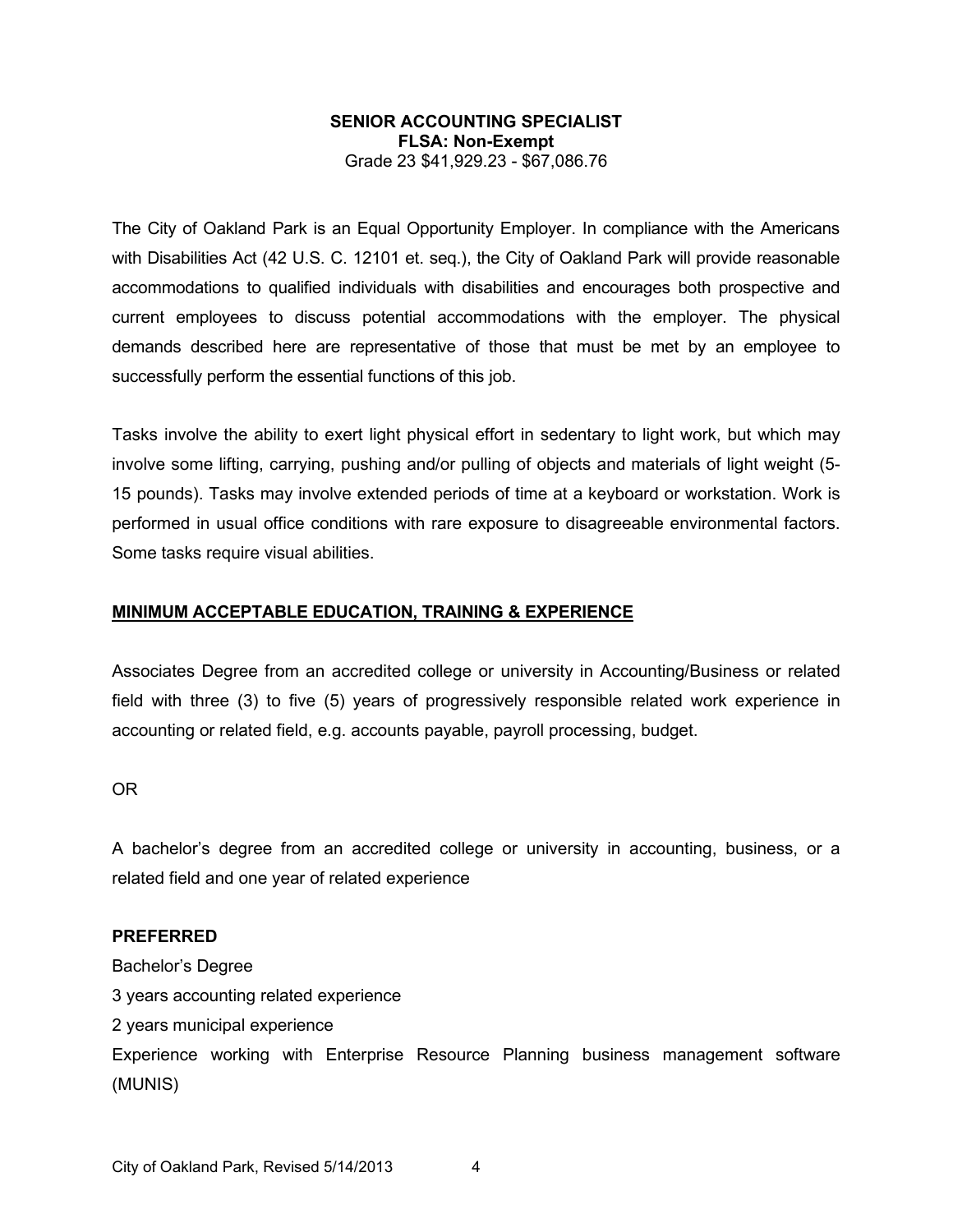**SENIOR ACCOUNTING SPECIALIST**
**FLSA: Non-Exempt**
Grade 23 $41,929.23 - $67,086.76

The City of Oakland Park is an Equal Opportunity Employer. In compliance with the Americans with Disabilities Act (42 U.S. C. 12101 et. seq.), the City of Oakland Park will provide reasonable accommodations to qualified individuals with disabilities and encourages both prospective and current employees to discuss potential accommodations with the employer. The physical demands described here are representative of those that must be met by an employee to successfully perform the essential functions of this job.

Tasks involve the ability to exert light physical effort in sedentary to light work, but which may involve some lifting, carrying, pushing and/or pulling of objects and materials of light weight (5-15 pounds). Tasks may involve extended periods of time at a keyboard or workstation. Work is performed in usual office conditions with rare exposure to disagreeable environmental factors. Some tasks require visual abilities.

## MINIMUM ACCEPTABLE EDUCATION, TRAINING & EXPERIENCE

Associates Degree from an accredited college or university in Accounting/Business or related field with three (3) to five (5) years of progressively responsible related work experience in accounting or related field, e.g. accounts payable, payroll processing, budget.

OR

A bachelor's degree from an accredited college or university in accounting, business, or a related field and one year of related experience

**PREFERRED**

Bachelor's Degree
3 years accounting related experience
2 years municipal experience
Experience working with Enterprise Resource Planning business management software (MUNIS)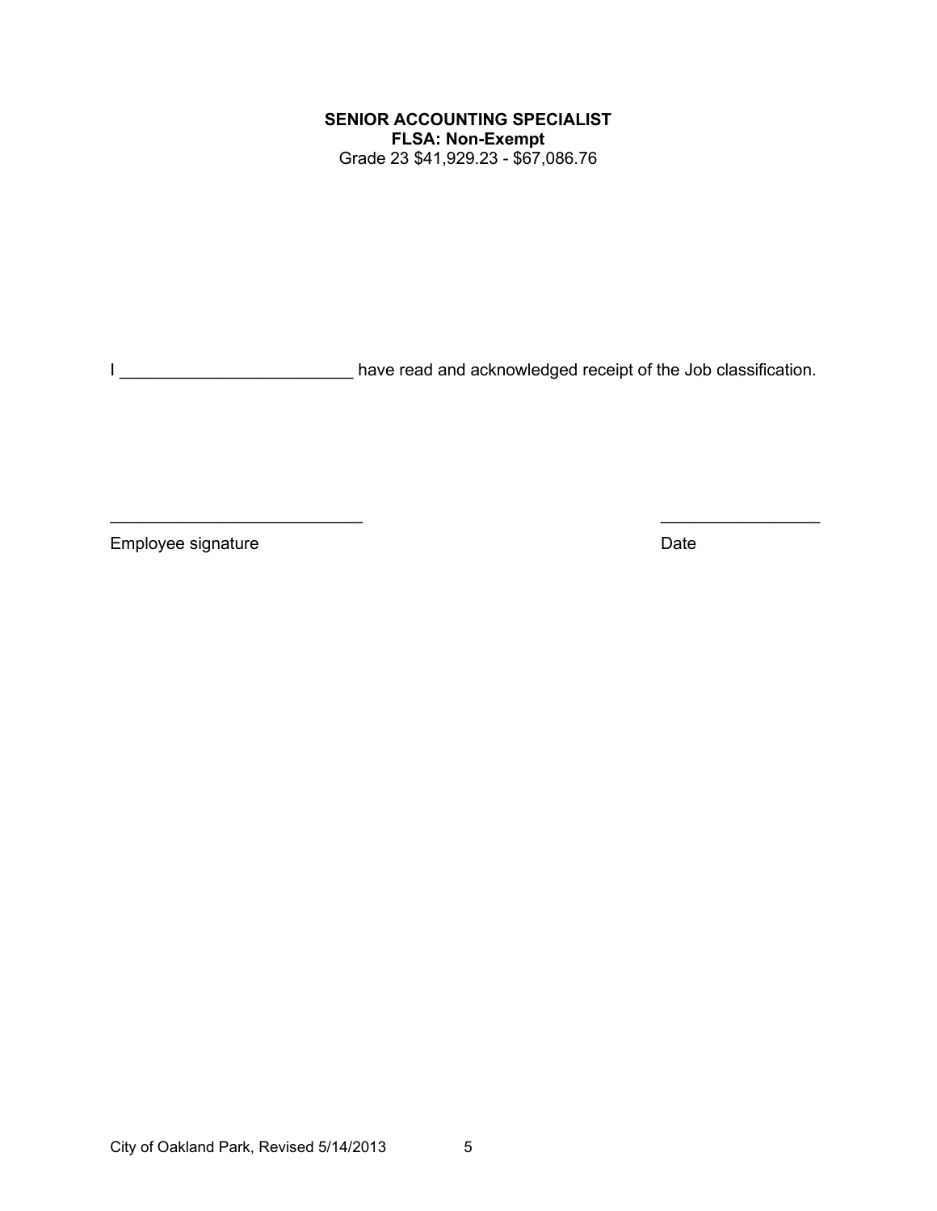**SENIOR ACCOUNTING SPECIALIST**
**FLSA: Non-Exempt**
Grade 23 $41,929.23 - $67,086.76

I _________________________ have read and acknowledged receipt of the Job classification.

___________________________ _________________

Employee signature Date